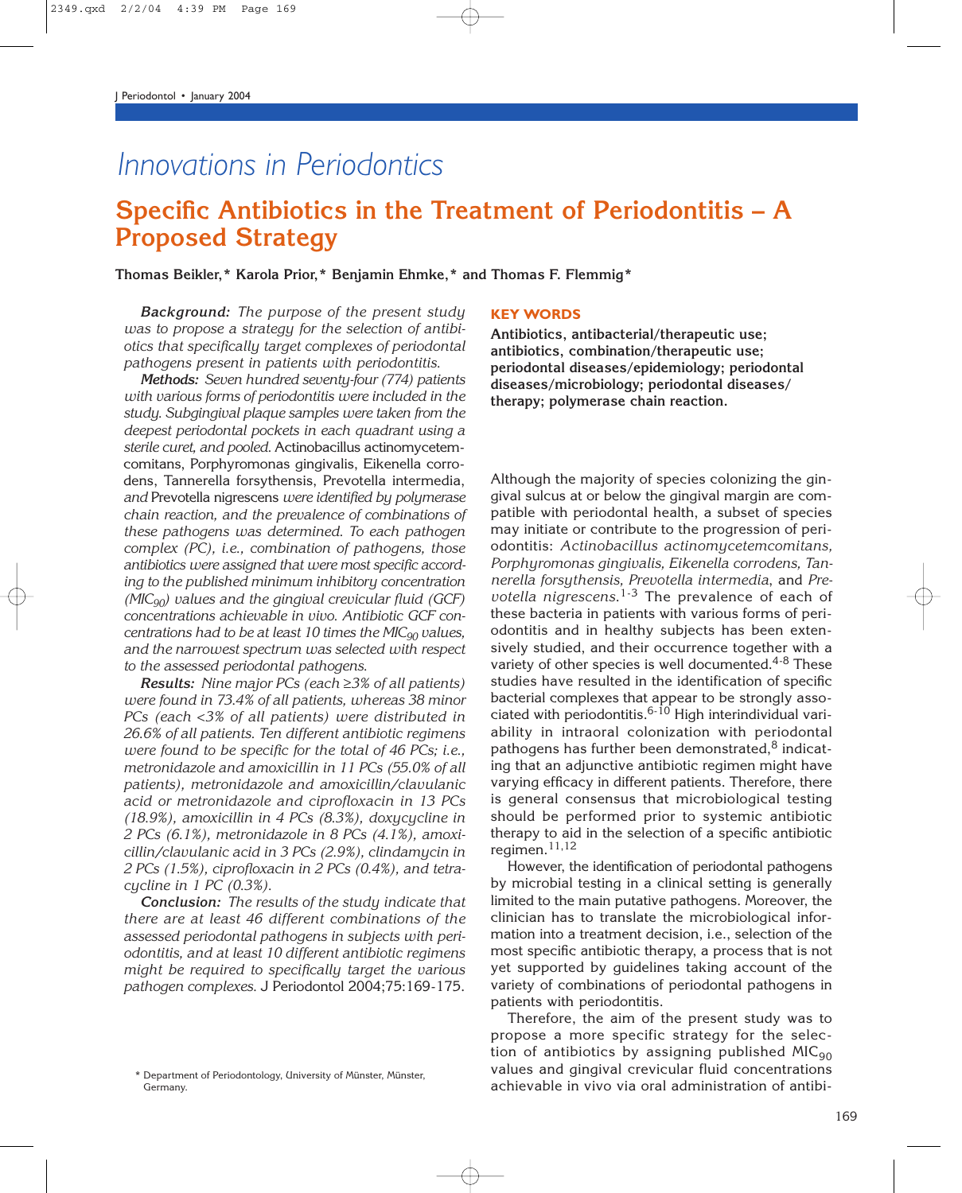*Innovations in Periodontics*

# Specific Antibiotics in the Treatment of Periodontitis – A Proposed Strategy

**Thomas Beikler,* Karola Prior,* Benjamin Ehmke,* and Thomas F. Flemmig***

***Background:*** *The purpose of the present study was to propose a strategy for the selection of antibiotics that specifically target complexes of periodontal pathogens present in patients with periodontitis.*

***Methods:*** *Seven hundred seventy-four (774) patients with various forms of periodontitis were included in the study. Subgingival plaque samples were taken from the deepest periodontal pockets in each quadrant using a sterile curet, and pooled.* Actinobacillus actinomycetemcomitans, Porphyromonas gingivalis, Eikenella corrodens, Tannerella forsythensis, Prevotella intermedia, *and* Prevotella nigrescens *were identified by polymerase chain reaction, and the prevalence of combinations of these pathogens was determined. To each pathogen complex (PC), i.e., combination of pathogens, those antibiotics were assigned that were most specific according to the published minimum inhibitory concentration ($MIC_{90}$) values and the gingival crevicular fluid (GCF) concentrations achievable in vivo. Antibiotic GCF concentrations had to be at least 10 times the $MIC_{90}$ values, and the narrowest spectrum was selected with respect to the assessed periodontal pathogens.*

***Results:*** *Nine major PCs (each ≥3% of all patients) were found in 73.4% of all patients, whereas 38 minor PCs (each <3% of all patients) were distributed in 26.6% of all patients. Ten different antibiotic regimens were found to be specific for the total of 46 PCs; i.e., metronidazole and amoxicillin in 11 PCs (55.0% of all patients), metronidazole and amoxicillin/clavulanic acid or metronidazole and ciprofloxacin in 13 PCs (18.9%), amoxicillin in 4 PCs (8.3%), doxycycline in 2 PCs (6.1%), metronidazole in 8 PCs (4.1%), amoxicillin/clavulanic acid in 3 PCs (2.9%), clindamycin in 2 PCs (1.5%), ciprofloxacin in 2 PCs (0.4%), and tetracycline in 1 PC (0.3%).*

***Conclusion:*** *The results of the study indicate that there are at least 46 different combinations of the assessed periodontal pathogens in subjects with periodontitis, and at least 10 different antibiotic regimens might be required to specifically target the various pathogen complexes.* J Periodontol 2004;75:169-175.

## KEY WORDS

**Antibiotics, antibacterial/therapeutic use; antibiotics, combination/therapeutic use; periodontal diseases/epidemiology; periodontal diseases/microbiology; periodontal diseases/therapy; polymerase chain reaction.**

Although the majority of species colonizing the gingival sulcus at or below the gingival margin are compatible with periodontal health, a subset of species may initiate or contribute to the progression of periodontitis: *Actinobacillus actinomycetemcomitans, Porphyromonas gingivalis, Eikenella corrodens, Tannerella forsythensis, Prevotella intermedia*, and *Prevotella nigrescens*.[1-3] The prevalence of each of these bacteria in patients with various forms of periodontitis and in healthy subjects has been extensively studied, and their occurrence together with a variety of other species is well documented.[4-8] These studies have resulted in the identification of specific bacterial complexes that appear to be strongly associated with periodontitis.[6-10] High interindividual variability in intraoral colonization with periodontal pathogens has further been demonstrated,[8] indicating that an adjunctive antibiotic regimen might have varying efficacy in different patients. Therefore, there is general consensus that microbiological testing should be performed prior to systemic antibiotic therapy to aid in the selection of a specific antibiotic regimen.[11,12]

However, the identification of periodontal pathogens by microbial testing in a clinical setting is generally limited to the main putative pathogens. Moreover, the clinician has to translate the microbiological information into a treatment decision, i.e., selection of the most specific antibiotic therapy, a process that is not yet supported by guidelines taking account of the variety of combinations of periodontal pathogens in patients with periodontitis.

Therefore, the aim of the present study was to propose a more specific strategy for the selection of antibiotics by assigning published $MIC_{90}$ values and gingival crevicular fluid concentrations achievable in vivo via oral administration of antibi-

\* Department of Periodontology, University of Münster, Münster, Germany.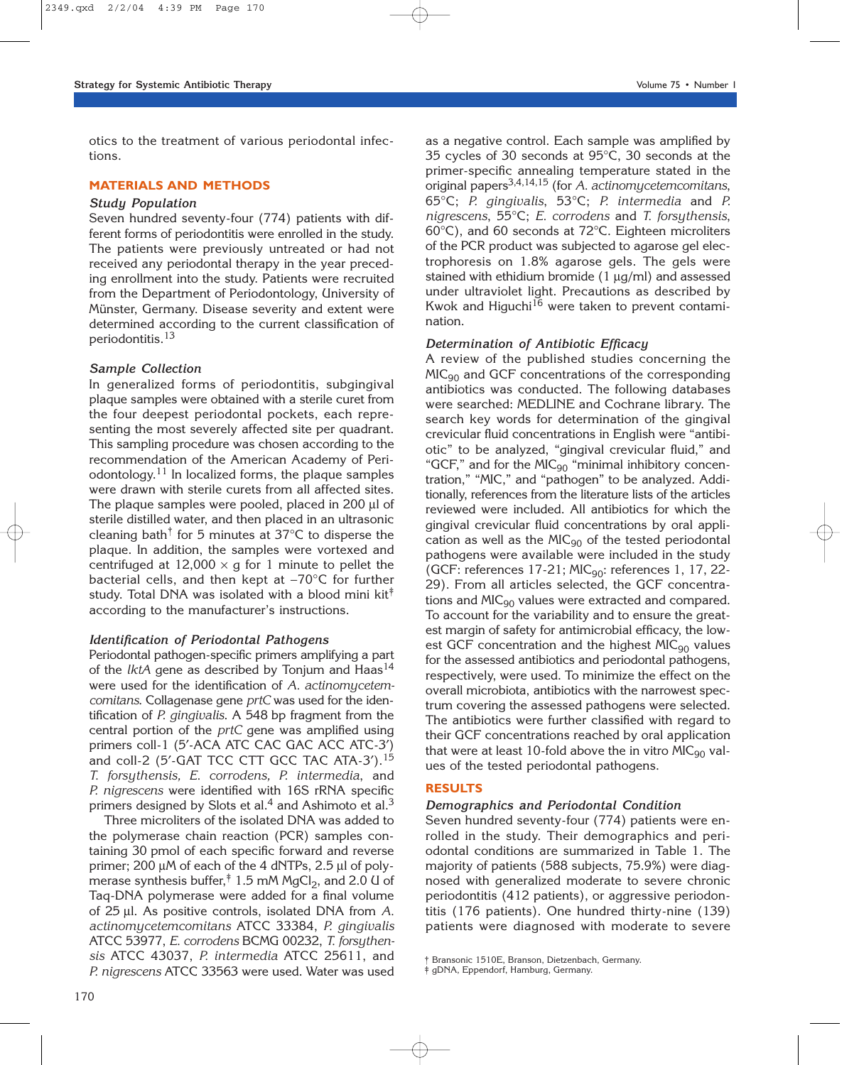otics to the treatment of various periodontal infections.

## MATERIALS AND METHODS

### *Study Population*

Seven hundred seventy-four (774) patients with different forms of periodontitis were enrolled in the study. The patients were previously untreated or had not received any periodontal therapy in the year preceding enrollment into the study. Patients were recruited from the Department of Periodontology, University of Münster, Germany. Disease severity and extent were determined according to the current classification of periodontitis.[13]

### *Sample Collection*

In generalized forms of periodontitis, subgingival plaque samples were obtained with a sterile curet from the four deepest periodontal pockets, each representing the most severely affected site per quadrant. This sampling procedure was chosen according to the recommendation of the American Academy of Periodontology.[11] In localized forms, the plaque samples were drawn with sterile curets from all affected sites. The plaque samples were pooled, placed in 200 µl of sterile distilled water, and then placed in an ultrasonic cleaning bath[†] for 5 minutes at 37°C to disperse the plaque. In addition, the samples were vortexed and centrifuged at 12,000 × g for 1 minute to pellet the bacterial cells, and then kept at –70°C for further study. Total DNA was isolated with a blood mini kit[‡] according to the manufacturer's instructions.

### *Identification of Periodontal Pathogens*

Periodontal pathogen-specific primers amplifying a part of the *lktA* gene as described by Tonjum and Haas[14] were used for the identification of *A. actinomycetemcomitans*. Collagenase gene *prtC* was used for the identification of *P. gingivalis*. A 548 bp fragment from the central portion of the *prtC* gene was amplified using primers coll-1 (5′-ACA ATC CAC GAC ACC ATC-3′) and coll-2 (5′-GAT TCC CTT GCC TAC ATA-3′).[15] *T. forsythensis, E. corrodens, P. intermedia*, and *P. nigrescens* were identified with 16S rRNA specific primers designed by Slots et al.[4] and Ashimoto et al.[3]

Three microliters of the isolated DNA was added to the polymerase chain reaction (PCR) samples containing 30 pmol of each specific forward and reverse primer; 200 µM of each of the 4 dNTPs, 2.5 µl of polymerase synthesis buffer,[‡] 1.5 mM $MgCl_2$, and 2.0 U of Taq-DNA polymerase were added for a final volume of 25 µl. As positive controls, isolated DNA from *A. actinomycetemcomitans* ATCC 33384, *P. gingivalis* ATCC 53977, *E. corrodens* BCMG 00232, *T. forsythensis* ATCC 43037, *P. intermedia* ATCC 25611, and *P. nigrescens* ATCC 33563 were used. Water was used as a negative control. Each sample was amplified by 35 cycles of 30 seconds at 95°C, 30 seconds at the primer-specific annealing temperature stated in the original papers[3,4,14,15] (for *A. actinomycetemcomitans*, 65°C; *P. gingivalis*, 53°C; *P. intermedia* and *P. nigrescens*, 55°C; *E. corrodens* and *T. forsythensis*, 60°C), and 60 seconds at 72°C. Eighteen microliters of the PCR product was subjected to agarose gel electrophoresis on 1.8% agarose gels. The gels were stained with ethidium bromide (1 µg/ml) and assessed under ultraviolet light. Precautions as described by Kwok and Higuchi[16] were taken to prevent contamination.

### *Determination of Antibiotic Efficacy*

A review of the published studies concerning the $MIC_{90}$ and GCF concentrations of the corresponding antibiotics was conducted. The following databases were searched: MEDLINE and Cochrane library. The search key words for determination of the gingival crevicular fluid concentrations in English were "antibiotic" to be analyzed, "gingival crevicular fluid," and "GCF," and for the $MIC_{90}$ "minimal inhibitory concentration," "MIC," and "pathogen" to be analyzed. Additionally, references from the literature lists of the articles reviewed were included. All antibiotics for which the gingival crevicular fluid concentrations by oral application as well as the $MIC_{90}$ of the tested periodontal pathogens were available were included in the study (GCF: references 17-21; $MIC_{90}$: references 1, 17, 22-29). From all articles selected, the GCF concentrations and $MIC_{90}$ values were extracted and compared. To account for the variability and to ensure the greatest margin of safety for antimicrobial efficacy, the lowest GCF concentration and the highest $MIC_{90}$ values for the assessed antibiotics and periodontal pathogens, respectively, were used. To minimize the effect on the overall microbiota, antibiotics with the narrowest spectrum covering the assessed pathogens were selected. The antibiotics were further classified with regard to their GCF concentrations reached by oral application that were at least 10-fold above the in vitro $MIC_{90}$ values of the tested periodontal pathogens.

## RESULTS

### *Demographics and Periodontal Condition*

Seven hundred seventy-four (774) patients were enrolled in the study. Their demographics and periodontal conditions are summarized in Table 1. The majority of patients (588 subjects, 75.9%) were diagnosed with generalized moderate to severe chronic periodontitis (412 patients), or aggressive periodontitis (176 patients). One hundred thirty-nine (139) patients were diagnosed with moderate to severe

† Bransonic 1510E, Branson, Dietzenbach, Germany.
‡ gDNA, Eppendorf, Hamburg, Germany.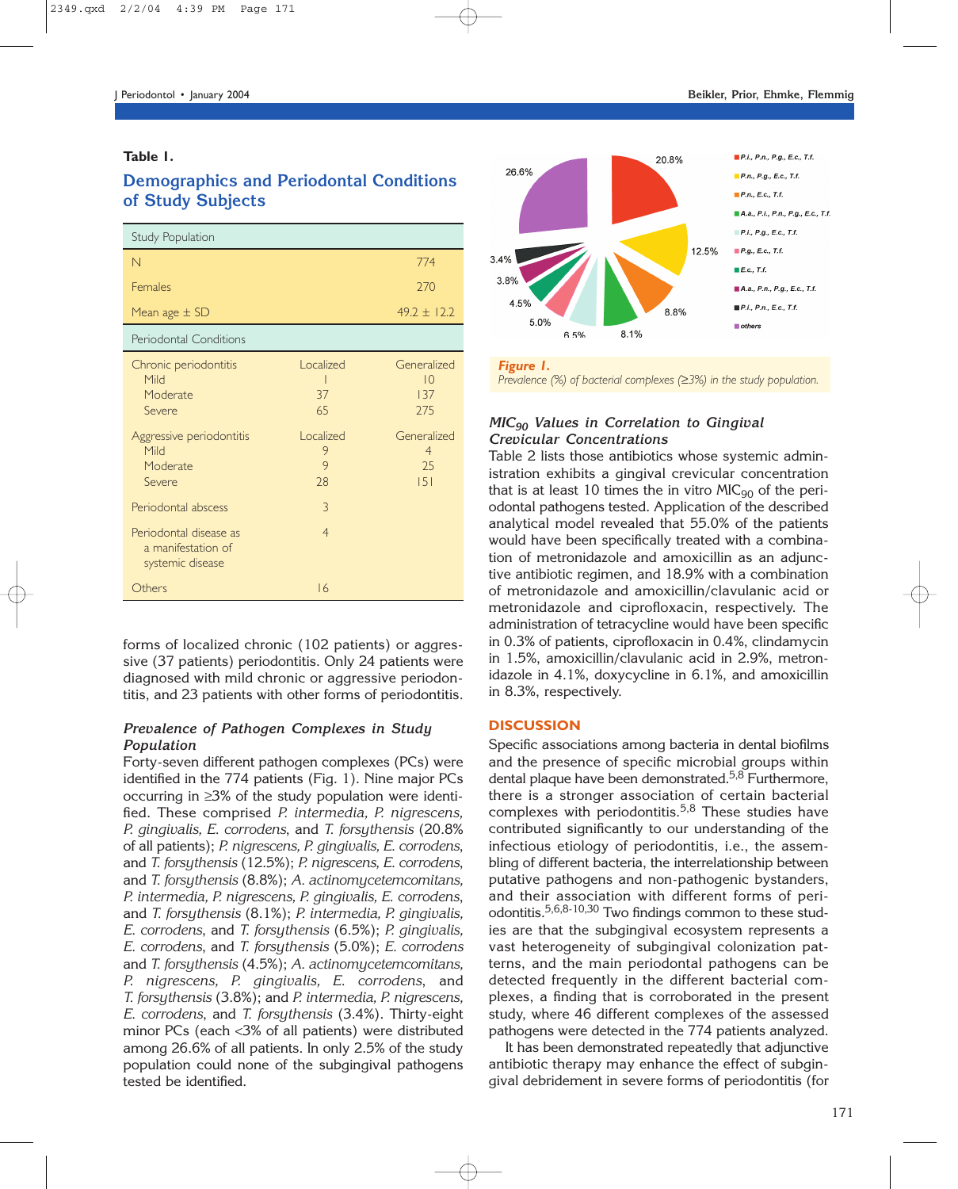**Table 1.**

**Demographics and Periodontal Conditions of Study Subjects**

| Study Population | | |
|---|---|---|
| N | | 774 |
| Females | | 270 |
| Mean age ± SD | | 49.2 ± 12.2 |
| **Periodontal Conditions** | | |
| Chronic periodontitis | Localized | Generalized |
| Mild | 1 | 10 |
| Moderate | 37 | 137 |
| Severe | 65 | 275 |
| Aggressive periodontitis | Localized | Generalized |
| Mild | 9 | 4 |
| Moderate | 9 | 25 |
| Severe | 28 | 151 |
| Periodontal abscess | 3 | |
| Periodontal disease as a manifestation of systemic disease | 4 | |
| Others | 16 | |

forms of localized chronic (102 patients) or aggressive (37 patients) periodontitis. Only 24 patients were diagnosed with mild chronic or aggressive periodontitis, and 23 patients with other forms of periodontitis.

### *Prevalence of Pathogen Complexes in Study Population*

Forty-seven different pathogen complexes (PCs) were identified in the 774 patients (Fig. 1). Nine major PCs occurring in ≥3% of the study population were identified. These comprised *P. intermedia, P. nigrescens, P. gingivalis, E. corrodens*, and *T. forsythensis* (20.8% of all patients); *P. nigrescens, P. gingivalis, E. corrodens*, and *T. forsythensis* (12.5%); *P. nigrescens, E. corrodens*, and *T. forsythensis* (8.8%); *A. actinomycetemcomitans, P. intermedia, P. nigrescens, P. gingivalis, E. corrodens*, and *T. forsythensis* (8.1%); *P. intermedia, P. gingivalis, E. corrodens*, and *T. forsythensis* (6.5%); *P. gingivalis, E. corrodens*, and *T. forsythensis* (5.0%); *E. corrodens* and *T. forsythensis* (4.5%); *A. actinomycetemcomitans, P. nigrescens, P. gingivalis, E. corrodens*, and *T. forsythensis* (3.8%); and *P. intermedia, P. nigrescens, E. corrodens*, and *T. forsythensis* (3.4%). Thirty-eight minor PCs (each <3% of all patients) were distributed among 26.6% of all patients. In only 2.5% of the study population could none of the subgingival pathogens tested be identified.

***Figure 1.***
*Prevalence (%) of bacterial complexes (≥3%) in the study population.*

### *$MIC_{90}$ Values in Correlation to Gingival Crevicular Concentrations*

Table 2 lists those antibiotics whose systemic administration exhibits a gingival crevicular concentration that is at least 10 times the in vitro $MIC_{90}$ of the periodontal pathogens tested. Application of the described analytical model revealed that 55.0% of the patients would have been specifically treated with a combination of metronidazole and amoxicillin as an adjunctive antibiotic regimen, and 18.9% with a combination of metronidazole and amoxicillin/clavulanic acid or metronidazole and ciprofloxacin, respectively. The administration of tetracycline would have been specific in 0.3% of patients, ciprofloxacin in 0.4%, clindamycin in 1.5%, amoxicillin/clavulanic acid in 2.9%, metronidazole in 4.1%, doxycycline in 6.1%, and amoxicillin in 8.3%, respectively.

## DISCUSSION

Specific associations among bacteria in dental biofilms and the presence of specific microbial groups within dental plaque have been demonstrated.[5,8] Furthermore, there is a stronger association of certain bacterial complexes with periodontitis.[5,8] These studies have contributed significantly to our understanding of the infectious etiology of periodontitis, i.e., the assembling of different bacteria, the interrelationship between putative pathogens and non-pathogenic bystanders, and their association with different forms of periodontitis.[5,6,8-10,30] Two findings common to these studies are that the subgingival ecosystem represents a vast heterogeneity of subgingival colonization patterns, and the main periodontal pathogens can be detected frequently in the different bacterial complexes, a finding that is corroborated in the present study, where 46 different complexes of the assessed pathogens were detected in the 774 patients analyzed.

It has been demonstrated repeatedly that adjunctive antibiotic therapy may enhance the effect of subgingival debridement in severe forms of periodontitis (for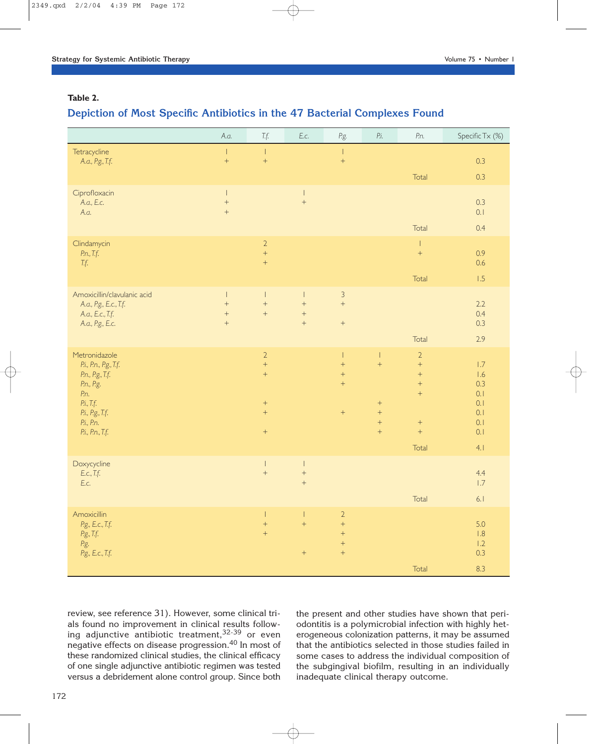**Table 2.**

## Depiction of Most Specific Antibiotics in the 47 Bacterial Complexes Found

| | *A.a.* | *T.f.* | *E.c.* | *P.g.* | *P.i.* | *P.n.* | Specific Tx (%) |
|---|---|---|---|---|---|---|---|
| Tetracycline | 1 | 1 | | 1 | | | |
| *A.a., P.g., T.f.* | + | + | | + | | | 0.3 |
| | | | | | | Total | 0.3 |
| Ciprofloxacin | 1 | | 1 | | | | |
| *A.a., E.c.* | + | | + | | | | 0.3 |
| *A.a.* | + | | | | | | 0.1 |
| | | | | | | Total | 0.4 |
| Clindamycin | | 2 | | | | 1 | |
| *P.n., T.f.* | | + | | | | + | 0.9 |
| *T.f.* | | + | | | | | 0.6 |
| | | | | | | Total | 1.5 |
| Amoxicillin/clavulanic acid | 1 | 1 | 1 | 3 | | | |
| *A.a., P.g., E.c., T.f.* | + | + | + | + | | | 2.2 |
| *A.a., E.c., T.f.* | + | + | + | | | | 0.4 |
| *A.a., P.g., E.c.* | + | | + | + | | | 0.3 |
| | | | | | | Total | 2.9 |
| Metronidazole | | 2 | | 1 | 1 | 2 | |
| *P.i., P.n., P.g., T.f.* | | + | | + | + | + | 1.7 |
| *P.n., P.g., T.f.* | | + | | + | | + | 1.6 |
| *P.n., P.g.* | | | | + | | + | 0.3 |
| *P.n.* | | | | | | + | 0.1 |
| *P.i., T.f.* | | + | | | + | | 0.1 |
| *P.i., P.g., T.f.* | | + | | + | + | | 0.1 |
| *P.i., P.n.* | | | | | + | + | 0.1 |
| *P.i., P.n., T.f.* | | + | | | + | + | 0.1 |
| | | | | | | Total | 4.1 |
| Doxycycline | | 1 | 1 | | | | |
| *E.c., T.f.* | | + | + | | | | 4.4 |
| *E.c.* | | | + | | | | 1.7 |
| | | | | | | Total | 6.1 |
| Amoxicillin | | 1 | 1 | 2 | | | |
| *P.g., E.c., T.f.* | | + | + | + | | | 5.0 |
| *P.g., T.f.* | | + | | + | | | 1.8 |
| *P.g.* | | | | + | | | 1.2 |
| *P.g., E.c., T.f.* | | | + | + | | | 0.3 |
| | | | | | | Total | 8.3 |

review, see reference 31). However, some clinical trials found no improvement in clinical results following adjunctive antibiotic treatment,[32-39] or even negative effects on disease progression.[40] In most of these randomized clinical studies, the clinical efficacy of one single adjunctive antibiotic regimen was tested versus a debridement alone control group. Since both the present and other studies have shown that periodontitis is a polymicrobial infection with highly heterogeneous colonization patterns, it may be assumed that the antibiotics selected in those studies failed in some cases to address the individual composition of the subgingival biofilm, resulting in an individually inadequate clinical therapy outcome.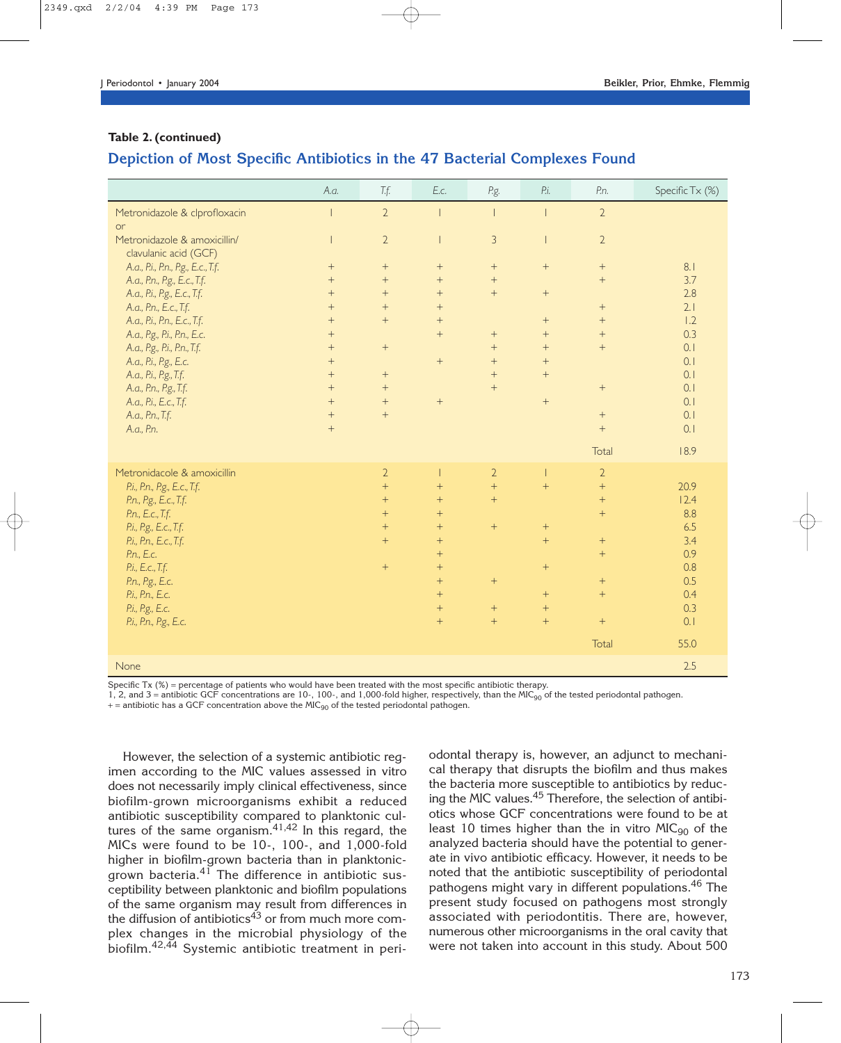**Table 2. (continued)**

## Depiction of Most Specific Antibiotics in the 47 Bacterial Complexes Found

| | A.a. | T.f. | E.c. | P.g. | P.i. | P.n. | Specific Tx (%) |
|---|---|---|---|---|---|---|---|
| Metronidazole & clprofloxacin | 1 | 2 | 1 | 1 | 1 | 2 | |
| or | | | | | | | |
| Metronidazole & amoxicillin/clavulanic acid (GCF) | 1 | 2 | 1 | 3 | 1 | 2 | |
| *A.a., P.i., P.n., P.g., E.c., T.f.* | + | + | + | + | + | + | 8.1 |
| *A.a., P.n., P.g., E.c., T.f.* | + | + | + | + | | + | 3.7 |
| *A.a., P.i., P.g., E.c., T.f.* | + | + | + | + | + | | 2.8 |
| *A.a., P.n., E.c., T.f.* | + | + | + | | | + | 2.1 |
| *A.a., P.i., P.n., E.c., T.f.* | + | + | + | | + | + | 1.2 |
| *A.a., P.g., P.i., P.n., E.c.* | + | | + | + | + | + | 0.3 |
| *A.a., P.g., P.i., P.n., T.f.* | + | + | | + | + | + | 0.1 |
| *A.a., P.i., P.g., E.c* | + | | + | + | + | | 0.1 |
| *A.a., P.i., P.g., T.f.* | + | + | | + | + | | 0.1 |
| *A.a., P.n., P.g., T.f.* | + | + | | + | | + | 0.1 |
| *A.a., P.i., E.c., T.f.* | + | + | + | | + | | 0.1 |
| *A.a., P.n., T.f.* | + | + | | | | + | 0.1 |
| *A.a., P.n.* | + | | | | | + | 0.1 |
| | | | | | | Total | 18.9 |
| Metronidacole & amoxicillin | | 2 | 1 | 2 | 1 | 2 | |
| *P.i., P.n., P.g., E.c., T.f.* | | + | + | + | + | + | 20.9 |
| *P.n., P.g., E.c., T.f.* | | + | + | + | | + | 12.4 |
| *P.n., E.c., T.f.* | | + | + | | | + | 8.8 |
| *P.i., P.g., E.c., T.f.* | | + | + | + | + | | 6.5 |
| *P.i., P.n., E.c., T.f.* | | + | + | | + | + | 3.4 |
| *P.n., E.c.* | | | + | | | + | 0.9 |
| *P.i., E.c., T.f.* | | + | + | | + | | 0.8 |
| *P.n., P.g., E.c.* | | | + | + | | + | 0.5 |
| *P.i., P.n., E.c.* | | | + | | + | + | 0.4 |
| *P.i., P.g., E.c.* | | | + | + | + | | 0.3 |
| *P.i., P.n., P.g., E.c.* | | | + | + | + | + | 0.1 |
| | | | | | | Total | 55.0 |
| None | | | | | | | 2.5 |

Specific Tx (%) = percentage of patients who would have been treated with the most specific antibiotic therapy.
1, 2, and 3 = antibiotic GCF concentrations are 10-, 100-, and 1,000-fold higher, respectively, than the $MIC_{90}$ of the tested periodontal pathogen.
+ = antibiotic has a GCF concentration above the $MIC_{90}$ of the tested periodontal pathogen.

However, the selection of a systemic antibiotic regimen according to the MIC values assessed in vitro does not necessarily imply clinical effectiveness, since biofilm-grown microorganisms exhibit a reduced antibiotic susceptibility compared to planktonic cultures of the same organism.[41,42] In this regard, the MICs were found to be 10-, 100-, and 1,000-fold higher in biofilm-grown bacteria than in planktonic-grown bacteria.[41] The difference in antibiotic susceptibility between planktonic and biofilm populations of the same organism may result from differences in the diffusion of antibiotics[43] or from much more complex changes in the microbial physiology of the biofilm.[42,44] Systemic antibiotic treatment in periodontal therapy is, however, an adjunct to mechanical therapy that disrupts the biofilm and thus makes the bacteria more susceptible to antibiotics by reducing the MIC values.[45] Therefore, the selection of antibiotics whose GCF concentrations were found to be at least 10 times higher than the in vitro $MIC_{90}$ of the analyzed bacteria should have the potential to generate in vivo antibiotic efficacy. However, it needs to be noted that the antibiotic susceptibility of periodontal pathogens might vary in different populations.[46] The present study focused on pathogens most strongly associated with periodontitis. There are, however, numerous other microorganisms in the oral cavity that were not taken into account in this study. About 500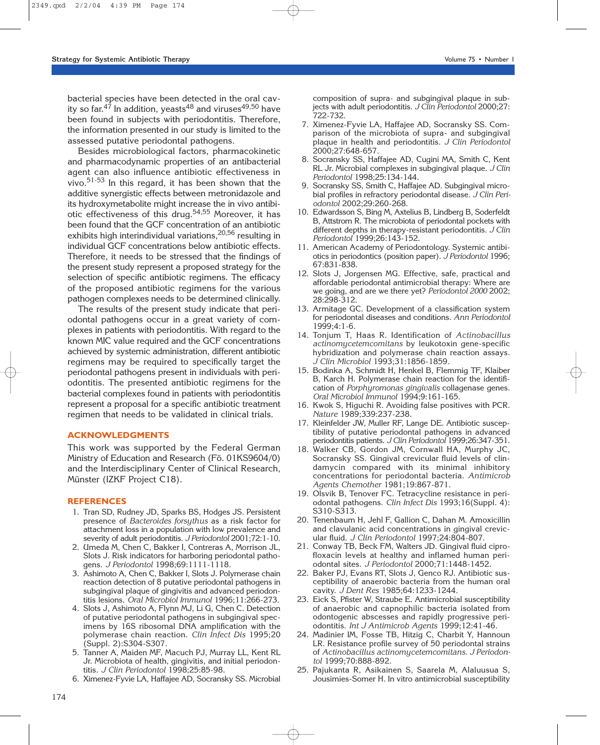bacterial species have been detected in the oral cavity so far.[47] In addition, yeasts[48] and viruses[49,50] have been found in subjects with periodontitis. Therefore, the information presented in our study is limited to the assessed putative periodontal pathogens.

Besides microbiological factors, pharmacokinetic and pharmacodynamic properties of an antibacterial agent can also influence antibiotic effectiveness in vivo.[51-53] In this regard, it has been shown that the additive synergistic effects between metronidazole and its hydroxymetabolite might increase the in vivo antibiotic effectiveness of this drug.[54,55] Moreover, it has been found that the GCF concentration of an antibiotic exhibits high interindividual variations,[20,56] resulting in individual GCF concentrations below antibiotic effects. Therefore, it needs to be stressed that the findings of the present study represent a proposed strategy for the selection of specific antibiotic regimens. The efficacy of the proposed antibiotic regimens for the various pathogen complexes needs to be determined clinically.

The results of the present study indicate that periodontal pathogens occur in a great variety of complexes in patients with periodontitis. With regard to the known MIC value required and the GCF concentrations achieved by systemic administration, different antibiotic regimens may be required to specifically target the periodontal pathogens present in individuals with periodontitis. The presented antibiotic regimens for the bacterial complexes found in patients with periodontitis represent a proposal for a specific antibiotic treatment regimen that needs to be validated in clinical trials.

## ACKNOWLEDGMENTS

This work was supported by the Federal German Ministry of Education and Research (Fö. 01KS9604/0) and the Interdisciplinary Center of Clinical Research, Münster (IZKF Project C18).

## REFERENCES

1. Tran SD, Rudney JD, Sparks BS, Hodges JS. Persistent presence of *Bacteroides forsythus* as a risk factor for attachment loss in a population with low prevalence and severity of adult periodontitis. *J Periodontol* 2001;72:1-10.
2. Umeda M, Chen C, Bakker I, Contreras A, Morrison JL, Slots J. Risk indicators for harboring periodontal pathogens. *J Periodontol* 1998;69:1111-1118.
3. Ashimoto A, Chen C, Bakker I, Slots J. Polymerase chain reaction detection of 8 putative periodontal pathogens in subgingival plaque of gingivitis and advanced periodontitis lesions. *Oral Microbiol Immunol* 1996;11:266-273.
4. Slots J, Ashimoto A, Flynn MJ, Li G, Chen C. Detection of putative periodontal pathogens in subgingival specimens by 16S ribosomal DNA amplification with the polymerase chain reaction. *Clin Infect Dis* 1995;20 (Suppl. 2):S304-S307.
5. Tanner A, Maiden MF, Macuch PJ, Murray LL, Kent RL Jr. Microbiota of health, gingivitis, and initial periodontitis. *J Clin Periodontol* 1998;25:85-98.
6. Ximenez-Fyvie LA, Haffajee AD, Socransky SS. Microbial composition of supra- and subgingival plaque in subjects with adult periodontitis. *J Clin Periodontol* 2000;27: 722-732.
7. Ximenez-Fyvie LA, Haffajee AD, Socransky SS. Comparison of the microbiota of supra- and subgingival plaque in health and periodontitis. *J Clin Periodontol* 2000;27:648-657.
8. Socransky SS, Haffajee AD, Cugini MA, Smith C, Kent RL Jr. Microbial complexes in subgingival plaque. *J Clin Periodontol* 1998;25:134-144.
9. Socransky SS, Smith C, Haffajee AD. Subgingival microbial profiles in refractory periodontal disease. *J Clin Periodontol* 2002;29:260-268.
10. Edwardsson S, Bing M, Axtelius B, Lindberg B, Soderfeldt B, Attstrom R. The microbiota of periodontal pockets with different depths in therapy-resistant periodontitis. *J Clin Periodontol* 1999;26:143-152.
11. American Academy of Periodontology. Systemic antibiotics in periodontics (position paper). *J Periodontol* 1996; 67:831-838.
12. Slots J, Jorgensen MG. Effective, safe, practical and affordable periodontal antimicrobial therapy: Where are we going, and are we there yet? *Periodontol 2000* 2002; 28:298-312.
13. Armitage GC. Development of a classification system for periodontal diseases and conditions. *Ann Periodontol* 1999;4:1-6.
14. Tonjum T, Haas R. Identification of *Actinobacillus actinomycetemcomitans* by leukotoxin gene-specific hybridization and polymerase chain reaction assays. *J Clin Microbiol* 1993;31:1856-1859.
15. Bodinka A, Schmidt H, Henkel B, Flemmig TF, Klaiber B, Karch H. Polymerase chain reaction for the identification of *Porphyromonas gingivalis* collagenase genes. *Oral Microbiol Immunol* 1994;9:161-165.
16. Kwok S, Higuchi R. Avoiding false positives with PCR. *Nature* 1989;339:237-238.
17. Kleinfelder JW, Muller RF, Lange DE. Antibiotic susceptibility of putative periodontal pathogens in advanced periodontitis patients. *J Clin Periodontol* 1999;26:347-351.
18. Walker CB, Gordon JM, Cornwall HA, Murphy JC, Socransky SS. Gingival crevicular fluid levels of clindamycin compared with its minimal inhibitory concentrations for periodontal bacteria. *Antimicrob Agents Chemother* 1981;19:867-871.
19. Olsvik B, Tenover FC. Tetracycline resistance in periodontal pathogens. *Clin Infect Dis* 1993;16(Suppl. 4): S310-S313.
20. Tenenbaum H, Jehl F, Gallion C, Dahan M. Amoxicillin and clavulanic acid concentrations in gingival crevicular fluid. *J Clin Periodontol* 1997;24:804-807.
21. Conway TB, Beck FM, Walters JD. Gingival fluid ciprofloxacin levels at healthy and inflamed human periodontal sites. *J Periodontol* 2000;71:1448-1452.
22. Baker PJ, Evans RT, Slots J, Genco RJ. Antibiotic susceptibility of anaerobic bacteria from the human oral cavity. *J Dent Res* 1985;64:1233-1244.
23. Eick S, Pfister W, Straube E. Antimicrobial susceptibility of anaerobic and capnophilic bacteria isolated from odontogenic abscesses and rapidly progressive periodontitis. *Int J Antimicrob Agents* 1999;12:41-46.
24. Madinier IM, Fosse TB, Hitzig C, Charbit Y, Hannoun LR. Resistance profile survey of 50 periodontal strains of *Actinobacillus actinomycetemcomitans*. *J Periodontol* 1999;70:888-892.
25. Pajukanta R, Asikainen S, Saarela M, Alaluusua S, Jousimies-Somer H. In vitro antimicrobial susceptibility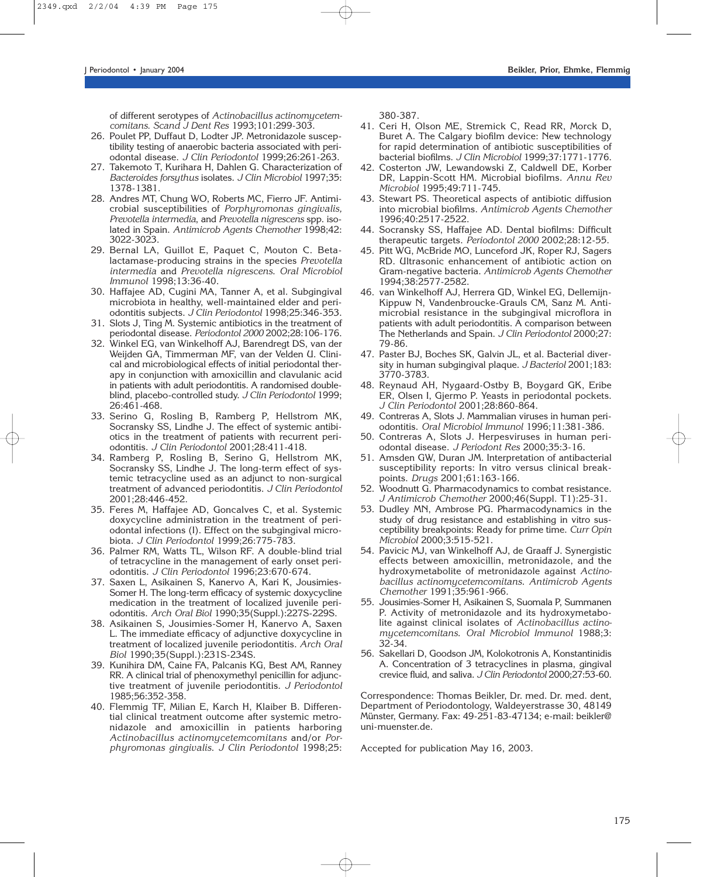of different serotypes of *Actinobacillus actinomycetemcomitans*. *Scand J Dent Res* 1993;101:299-303.

26. Poulet PP, Duffaut D, Lodter JP. Metronidazole susceptibility testing of anaerobic bacteria associated with periodontal disease. *J Clin Periodontol* 1999;26:261-263.
27. Takemoto T, Kurihara H, Dahlen G. Characterization of *Bacteroides forsythus* isolates. *J Clin Microbiol* 1997;35: 1378-1381.
28. Andres MT, Chung WO, Roberts MC, Fierro JF. Antimicrobial susceptibilities of *Porphyromonas gingivalis, Prevotella intermedia*, and *Prevotella nigrescens* spp. isolated in Spain. *Antimicrob Agents Chemother* 1998;42: 3022-3023.
29. Bernal LA, Guillot E, Paquet C, Mouton C. Beta-lactamase-producing strains in the species *Prevotella intermedia* and *Prevotella nigrescens*. *Oral Microbiol Immunol* 1998;13:36-40.
30. Haffajee AD, Cugini MA, Tanner A, et al. Subgingival microbiota in healthy, well-maintained elder and periodontitis subjects. *J Clin Periodontol* 1998;25:346-353.
31. Slots J, Ting M. Systemic antibiotics in the treatment of periodontal disease. *Periodontol 2000* 2002;28:106-176.
32. Winkel EG, van Winkelhoff AJ, Barendregt DS, van der Weijden GA, Timmerman MF, van der Velden U. Clinical and microbiological effects of initial periodontal therapy in conjunction with amoxicillin and clavulanic acid in patients with adult periodontitis. A randomised double-blind, placebo-controlled study. *J Clin Periodontol* 1999; 26:461-468.
33. Serino G, Rosling B, Ramberg P, Hellstrom MK, Socransky SS, Lindhe J. The effect of systemic antibiotics in the treatment of patients with recurrent periodontitis. *J Clin Periodontol* 2001;28:411-418.
34. Ramberg P, Rosling B, Serino G, Hellstrom MK, Socransky SS, Lindhe J. The long-term effect of systemic tetracycline used as an adjunct to non-surgical treatment of advanced periodontitis. *J Clin Periodontol* 2001;28:446-452.
35. Feres M, Haffajee AD, Goncalves C, et al. Systemic doxycycline administration in the treatment of periodontal infections (I). Effect on the subgingival microbiota. *J Clin Periodontol* 1999;26:775-783.
36. Palmer RM, Watts TL, Wilson RF. A double-blind trial of tetracycline in the management of early onset periodontitis. *J Clin Periodontol* 1996;23:670-674.
37. Saxen L, Asikainen S, Kanervo A, Kari K, Jousimies-Somer H. The long-term efficacy of systemic doxycycline medication in the treatment of localized juvenile periodontitis. *Arch Oral Biol* 1990;35(Suppl.):227S-229S.
38. Asikainen S, Jousimies-Somer H, Kanervo A, Saxen L. The immediate efficacy of adjunctive doxycycline in treatment of localized juvenile periodontitis. *Arch Oral Biol* 1990;35(Suppl.):231S-234S.
39. Kunihira DM, Caine FA, Palcanis KG, Best AM, Ranney RR. A clinical trial of phenoxymethyl penicillin for adjunctive treatment of juvenile periodontitis. *J Periodontol* 1985;56:352-358.
40. Flemmig TF, Milian E, Karch H, Klaiber B. Differential clinical treatment outcome after systemic metronidazole and amoxicillin in patients harboring *Actinobacillus actinomycetemcomitans* and/or *Porphyromonas gingivalis*. *J Clin Periodontol* 1998;25: 380-387.
41. Ceri H, Olson ME, Stremick C, Read RR, Morck D, Buret A. The Calgary biofilm device: New technology for rapid determination of antibiotic susceptibilities of bacterial biofilms. *J Clin Microbiol* 1999;37:1771-1776.
42. Costerton JW, Lewandowski Z, Caldwell DE, Korber DR, Lappin-Scott HM. Microbial biofilms. *Annu Rev Microbiol* 1995;49:711-745.
43. Stewart PS. Theoretical aspects of antibiotic diffusion into microbial biofilms. *Antimicrob Agents Chemother* 1996;40:2517-2522.
44. Socransky SS, Haffajee AD. Dental biofilms: Difficult therapeutic targets. *Periodontol 2000* 2002;28:12-55.
45. Pitt WG, McBride MO, Lunceford JK, Roper RJ, Sagers RD. Ultrasonic enhancement of antibiotic action on Gram-negative bacteria. *Antimicrob Agents Chemother* 1994;38:2577-2582.
46. van Winkelhoff AJ, Herrera GD, Winkel EG, Dellemijn-Kippuw N, Vandenbroucke-Grauls CM, Sanz M. Antimicrobial resistance in the subgingival microflora in patients with adult periodontitis. A comparison between The Netherlands and Spain. *J Clin Periodontol* 2000;27: 79-86.
47. Paster BJ, Boches SK, Galvin JL, et al. Bacterial diversity in human subgingival plaque. *J Bacteriol* 2001;183: 3770-3783.
48. Reynaud AH, Nygaard-Ostby B, Boygard GK, Eribe ER, Olsen I, Gjermo P. Yeasts in periodontal pockets. *J Clin Periodontol* 2001;28:860-864.
49. Contreras A, Slots J. Mammalian viruses in human periodontitis. *Oral Microbiol Immunol* 1996;11:381-386.
50. Contreras A, Slots J. Herpesviruses in human periodontal disease. *J Periodont Res* 2000;35:3-16.
51. Amsden GW, Duran JM. Interpretation of antibacterial susceptibility reports: In vitro versus clinical breakpoints. *Drugs* 2001;61:163-166.
52. Woodnutt G. Pharmacodynamics to combat resistance. *J Antimicrob Chemother* 2000;46(Suppl. T1):25-31.
53. Dudley MN, Ambrose PG. Pharmacodynamics in the study of drug resistance and establishing in vitro susceptibility breakpoints: Ready for prime time. *Curr Opin Microbiol* 2000;3:515-521.
54. Pavicic MJ, van Winkelhoff AJ, de Graaff J. Synergistic effects between amoxicillin, metronidazole, and the hydroxymetabolite of metronidazole against *Actinobacillus actinomycetemcomitans*. *Antimicrob Agents Chemother* 1991;35:961-966.
55. Jousimies-Somer H, Asikainen S, Suomala P, Summanen P. Activity of metronidazole and its hydroxymetabolite against clinical isolates of *Actinobacillus actinomycetemcomitans*. *Oral Microbiol Immunol* 1988;3: 32-34.
56. Sakellari D, Goodson JM, Kolokotronis A, Konstantinidis A. Concentration of 3 tetracyclines in plasma, gingival crevice fluid, and saliva. *J Clin Periodontol* 2000;27:53-60.

Correspondence: Thomas Beikler, Dr. med. Dr. med. dent, Department of Periodontology, Waldeyerstrasse 30, 48149 Münster, Germany. Fax: 49-251-83-47134; e-mail: beikler@uni-muenster.de.

Accepted for publication May 16, 2003.